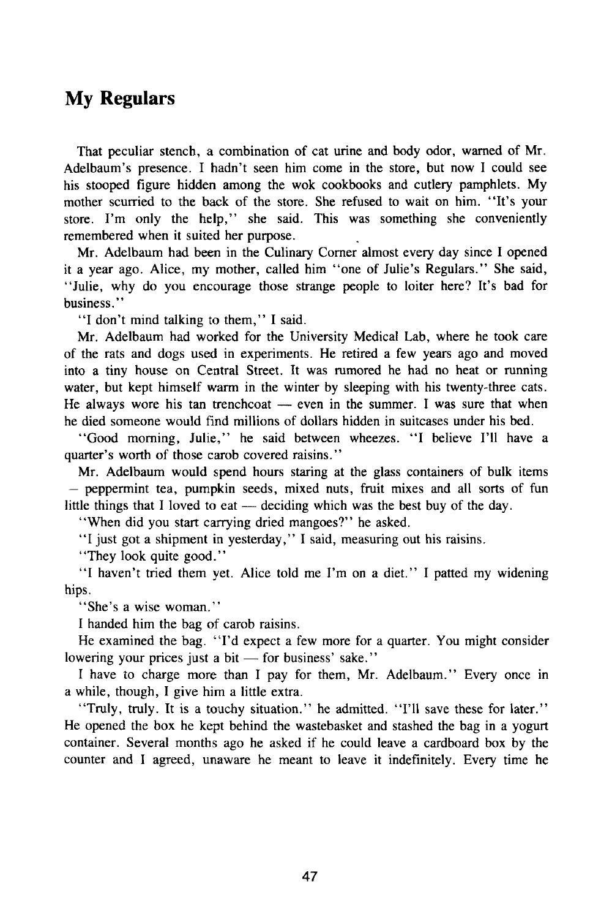## My Regulars

That peculiar stench, a combination of cat urine and body odor, warned of Mr. Adelbaum's presence. I hadn't seen him come in the store, but now I could see his stooped figure hidden among the wok cookbooks and cutlery pamphlets. My mother scurried to the back of the store. She refused to wait on him. "It's your store. I'm only the help," she said. This was something she conveniently remembered when it suited her purpose.

Mr. Adelbaum had been in the Culinary Corner almost every day since I opened it a year ago. Alice, my mother, called him "one of Julie's Regulars." She said, "Julie, why do you encourage those strange people to loiter here? It's bad for business."

"I don't mind talking to them," I said.

Mr. Adelbaum had worked for the University Medical Lab, where he took care of the rats and dogs used in experiments. He retired a few years ago and moved into a tiny house on Central Street. It was rumored he had no heat or running water, but kept himself warm in the winter by sleeping with his twenty-three cats. He always wore his tan trenchcoat — even in the summer. I was sure that when he died someone would find millions of dollars hidden in suitcases under his bed.

"Good morning, Julie," he said between wheezes. "I believe I'll have a quarter's worth of those carob covered raisins."

Mr. Adelbaum would spend hours staring at the glass containers of bulk items – peppermint tea, pumpkin seeds, mixed nuts, fruit mixes and all sorts of fun little things that I loved to eat — deciding which was the best buy of the day.

"When did you start carrying dried mangoes?" he asked.

"I just got a shipment in yesterday," I said, measuring out his raisins.

"They look quite good."

"I haven't tried them yet. Alice told me I'm on a diet." I patted my widening hips.

"She's a wise woman."

I handed him the bag of carob raisins.

He examined the bag. "I'd expect a few more for a quarter. You might consider lowering your prices just a bit — for business' sake."

I have to charge more than I pay for them, Mr. Adelbaum." Every once in a while, though, I give him a little extra.

"Truly, truly. It is a touchy situation." he admitted. "I'll save these for later." He opened the box he kept behind the wastebasket and stashed the bag in a yogurt container. Several months ago he asked if he could leave a cardboard box by the counter and I agreed, unaware he meant to leave it indefinitely. Every time he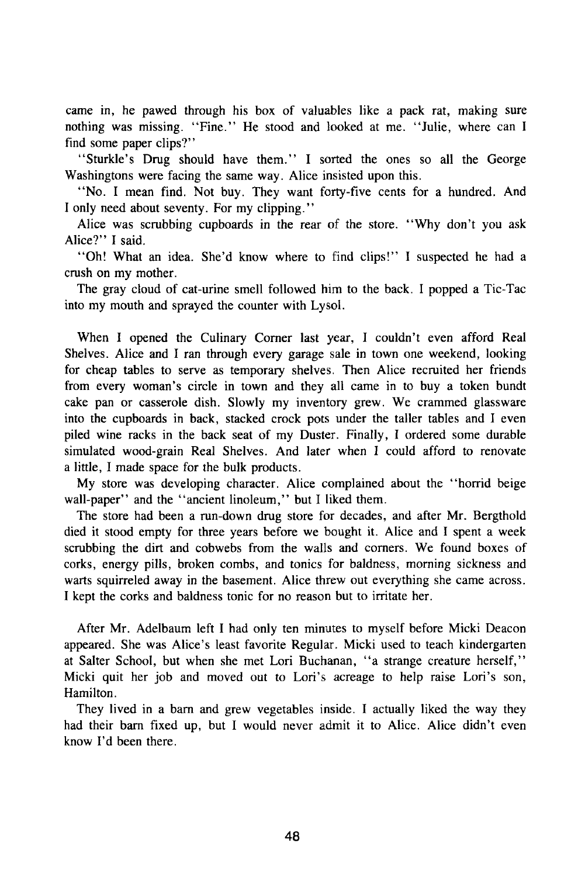came in, he pawed through his box of valuables like a pack rat, making sure nothing was missing. "Fine." He stood and looked at me. "Julie, where can I find some paper clips?"

"Sturkle's Drug should have them." I sorted the ones so all the George Washingtons were facing the same way. Alice insisted upon this.

"No. I mean find. Not buy. They want forty-five cents for a hundred. And I only need about seventy. For my clipping."

Alice was scrubbing cupboards in the rear of the store. "Why don't you ask Alice?" I said.

"Oh! What an idea. She'd know where to find clips!" I suspected he had a crush on my mother.

The gray cloud of cat-urine smell followed him to the back. I popped a Tic-Tac into my mouth and sprayed the counter with Lysol.

When I opened the Culinary Corner last year, I couldn't even afford Real Shelves. Alice and I ran through every garage sale in town one weekend, looking for cheap tables to serve as temporary shelves. Then Alice recruited her friends from every woman's circle in town and they all came in to buy a token bundt cake pan or casserole dish. Slowly my inventory grew. We crammed glassware into the cupboards in back, stacked crock pots under the taller tables and I even piled wine racks in the back seat of my Duster. Finally, I ordered some durable simulated wood-grain Real Shelves. And later when I could afford to renovate a little, I made space for the bulk products.

My store was developing character. Alice complained about the "horrid beige wall-paper" and the "ancient linoleum," but I liked them.

The store had been a run-down drug store for decades, and after Mr. Bergthold died it stood empty for three years before we bought it. Alice and I spent a week scrubbing the dirt and cobwebs from the walls and corners. We found boxes of corks, energy pills, broken combs, and tonics for baldness, morning sickness and warts squirreled away in the basement. Alice threw out everything she came across. I kept the corks and baldness tonic for no reason but to irritate her.

After Mr. Adelbaum left I had only ten minutes to myself before Micki Deacon appeared. She was Alice's least favorite Regular. Micki used to teach kindergarten at Salter School, but when she met Lori Buchanan, "a strange creature herself," Micki quit her job and moved out to Lori's acreage to help raise Lori's son, Hamilton.

They lived in a barn and grew vegetables inside. I actually liked the way they had their barn fixed up, but I would never admit it to Alice. Alice didn't even know I'd been there.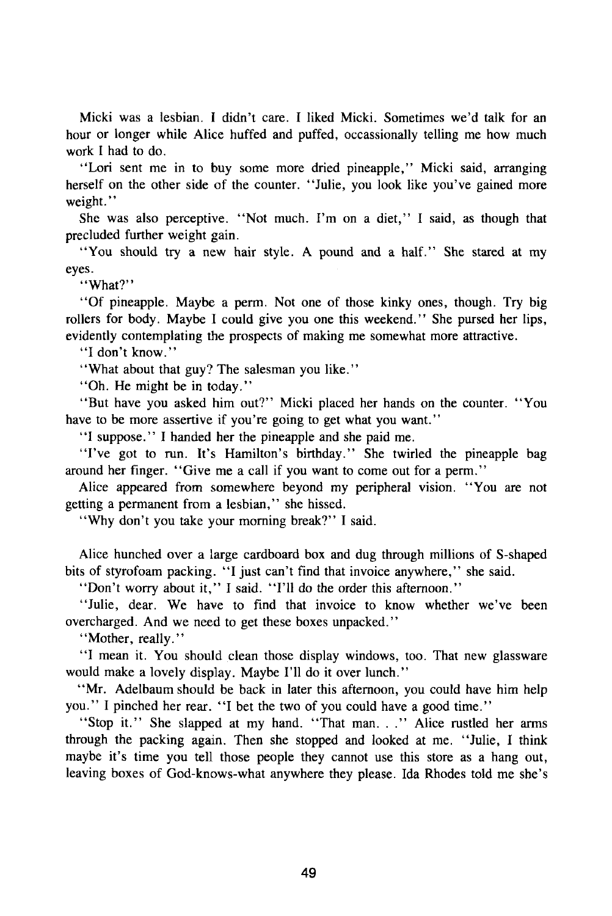Micki was a lesbian. I didn't care. I liked Micki. Sometimes we'd talk for an hour or longer while Alice huffed and puffed, occassionally telling me how much work I had to do.

"Lori sent me in to buy some more dried pineapple," Micki said, arranging herself on the other side of the counter. "Julie, you look like you've gained more weight."

She was also perceptive. "Not much. I'm on a diet," I said, as though that precluded further weight gain.

"You should try a new hair style. A pound and a half." She stared at my eyes.

"What?"

"Of pineapple. Maybe a perm. Not one of those kinky ones, though. Try big rollers for body. Maybe I could give you one this weekend." She pursed her lips, evidently contemplating the prospects of making me somewhat more attractive.

"I don't know."

"What about that guy? The salesman you like."

"Oh. He might be in today."

"But have you asked him out?" Micki placed her hands on the counter. "You have to be more assertive if you're going to get what you want."

"I suppose." I handed her the pineapple and she paid me.

"I've got to run. It's Hamilton's birthday." She twirled the pineapple bag around her finger. "Give me a call if you want to come out for a perm."

Alice appeared from somewhere beyond my peripheral vision. "You are not getting a permanent from a lesbian," she hissed.

"Why don't you take your morning break?" I said.

Alice hunched over a large cardboard box and dug through millions of S-shaped bits of styrofoam packing. "I just can't find that invoice anywhere," she said.

"Don't worry about it," I said. "I'll do the order this afternoon."

"Julie, dear. We have to find that invoice to know whether we've been overcharged. And we need to get these boxes unpacked."

"Mother, really."

"I mean it. You should clean those display windows, too. That new glassware would make a lovely display. Maybe I'll do it over lunch."

"Mr. Adelbaum should be back in later this afternoon, you could have him help you." I pinched her rear. "I bet the two of you could have a good time."

"Stop it." She slapped at my hand. "That man. . ." Alice rustled her arms through the packing again. Then she stopped and looked at me. "Julie, I think maybe it's time you tell those people they cannot use this store as a hang out, leaving boxes of God-knows-what anywhere they please. Ida Rhodes told me she's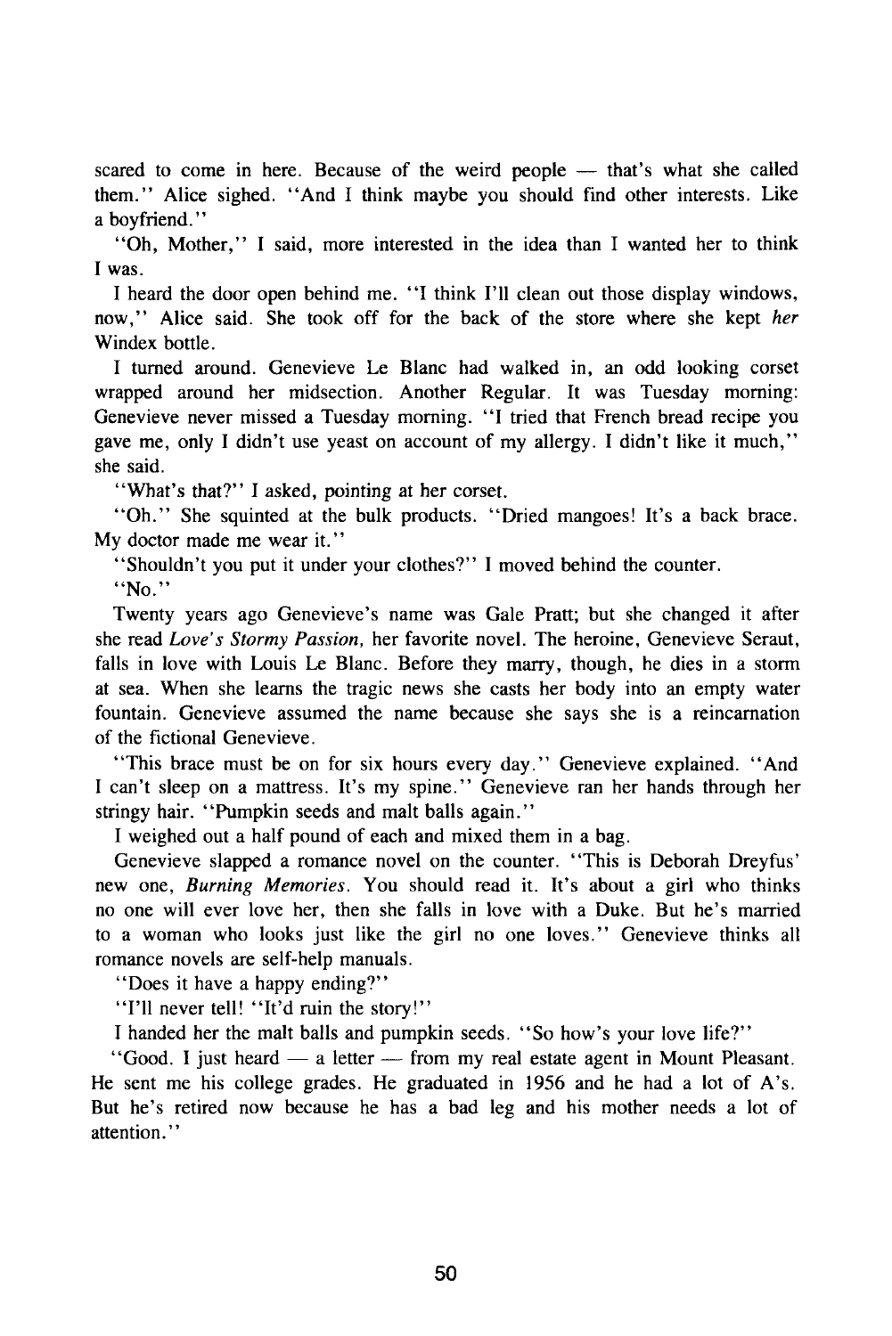scared to come in here. Because of the weird people — that's what she called them." Alice sighed. "And I think maybe you should find other interests. Like a boyfriend."

"Oh, Mother," I said, more interested in the idea than I wanted her to think I was.

I heard the door open behind me. "I think I'll clean out those display windows, now," Alice said. She took off for the back of the store where she kept *her* Windex bottle.

I turned around. Genevieve Le Blanc had walked in, an odd looking corset wrapped around her midsection. Another Regular. It was Tuesday morning: Genevieve never missed a Tuesday morning. "I tried that French bread recipe you gave me, only I didn't use yeast on account of my allergy. I didn't like it much," she said.

"What's that?" I asked, pointing at her corset.

"Oh." She squinted at the bulk products. "Dried mangoes! It's a back brace. My doctor made me wear it."

"Shouldn't you put it under your clothes?" I moved behind the counter.

"No."

Twenty years ago Genevieve's name was Gale Pratt; but she changed it after she read *Love's Stormy Passion,* her favorite novel. The heroine, Genevieve Seraut, falls in love with Louis Le Blanc. Before they marry, though, he dies in a storm at sea. When she learns the tragic news she casts her body into an empty water fountain. Genevieve assumed the name because she says she is a reincarnation of the fictional Genevieve.

"This brace must be on for six hours every day." Genevieve explained. "And I can't sleep on a mattress. It's my spine." Genevieve ran her hands through her stringy hair. "Pumpkin seeds and malt balls again."

I weighed out a half pound of each and mixed them in a bag.

Genevieve slapped a romance novel on the counter. "This is Deborah Dreyfus' new one, *Burning Memories*. You should read it. It's about a girl who thinks no one will ever love her, then she falls in love with a Duke. But he's married to a woman who looks just like the girl no one loves." Genevieve thinks all romance novels are self-help manuals.

"Does it have a happy ending?"

"I'll never tell! "It'd ruin the story!"

I handed her the malt balls and pumpkin seeds. "So how's your love life?"

"Good. I just heard — a letter — from my real estate agent in Mount Pleasant. He sent me his college grades. He graduated in 1956 and he had a lot of A's. But he's retired now because he has a bad leg and his mother needs a lot of attention."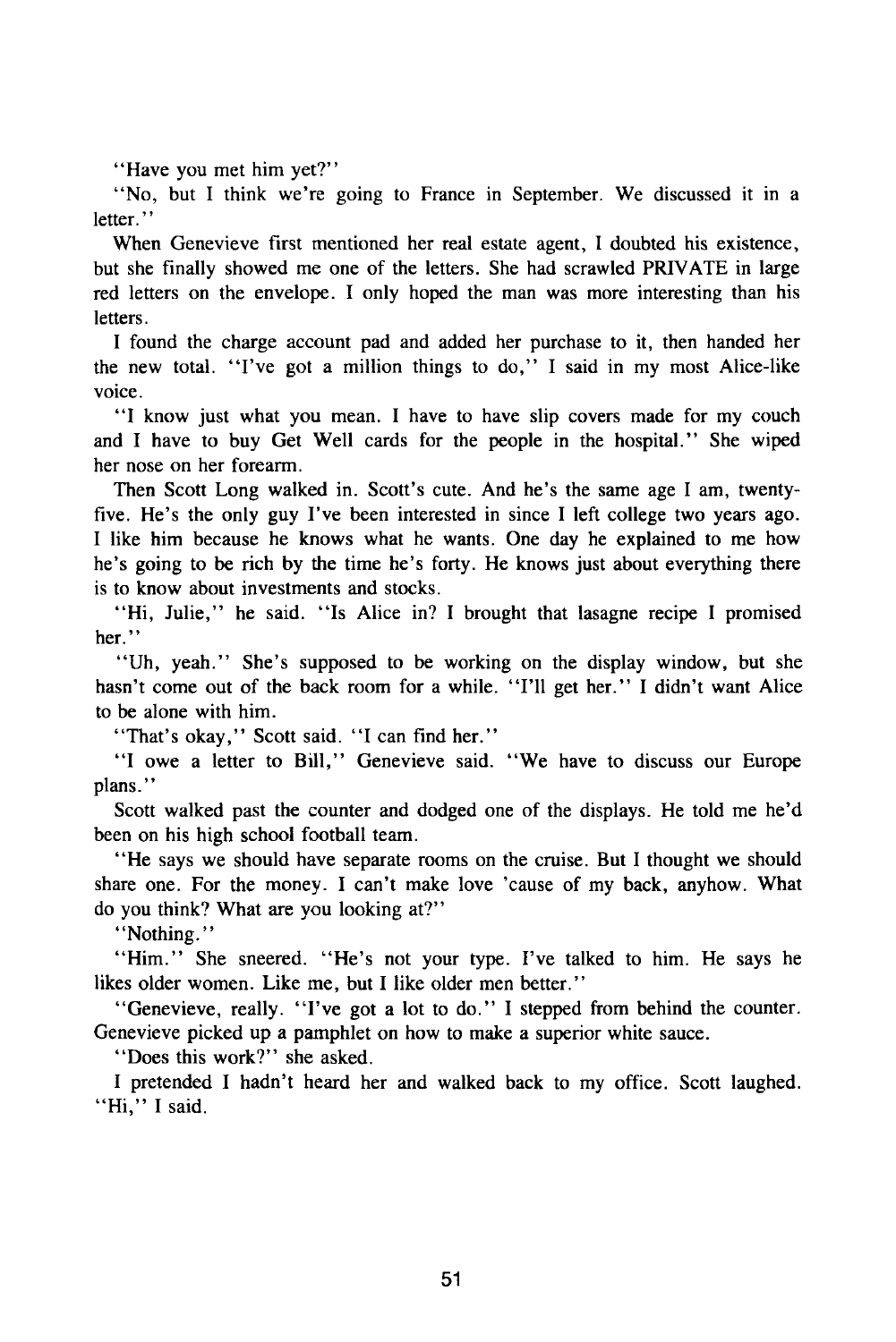"Have you met him yet?"

"No, but I think we're going to France in September. We discussed it in a letter."

When Genevieve first mentioned her real estate agent, I doubted his existence, but she finally showed me one of the letters. She had scrawled PRIVATE in large red letters on the envelope. I only hoped the man was more interesting than his letters.

I found the charge account pad and added her purchase to it, then handed her the new total. "I've got a million things to do," I said in my most Alice-like voice.

"I know just what you mean. I have to have slip covers made for my couch and I have to buy Get Well cards for the people in the hospital." She wiped her nose on her forearm.

Then Scott Long walked in. Scott's cute. And he's the same age I am, twenty-five. He's the only guy I've been interested in since I left college two years ago. I like him because he knows what he wants. One day he explained to me how he's going to be rich by the time he's forty. He knows just about everything there is to know about investments and stocks.

"Hi, Julie," he said. "Is Alice in? I brought that lasagne recipe I promised her."

"Uh, yeah." She's supposed to be working on the display window, but she hasn't come out of the back room for a while. "I'll get her." I didn't want Alice to be alone with him.

"That's okay," Scott said. "I can find her."

"I owe a letter to Bill," Genevieve said. "We have to discuss our Europe plans."

Scott walked past the counter and dodged one of the displays. He told me he'd been on his high school football team.

"He says we should have separate rooms on the cruise. But I thought we should share one. For the money. I can't make love 'cause of my back, anyhow. What do you think? What are you looking at?"

"Nothing."

"Him." She sneered. "He's not your type. I've talked to him. He says he likes older women. Like me, but I like older men better."

"Genevieve, really. "I've got a lot to do." I stepped from behind the counter. Genevieve picked up a pamphlet on how to make a superior white sauce.

"Does this work?" she asked.

I pretended I hadn't heard her and walked back to my office. Scott laughed. "Hi," I said.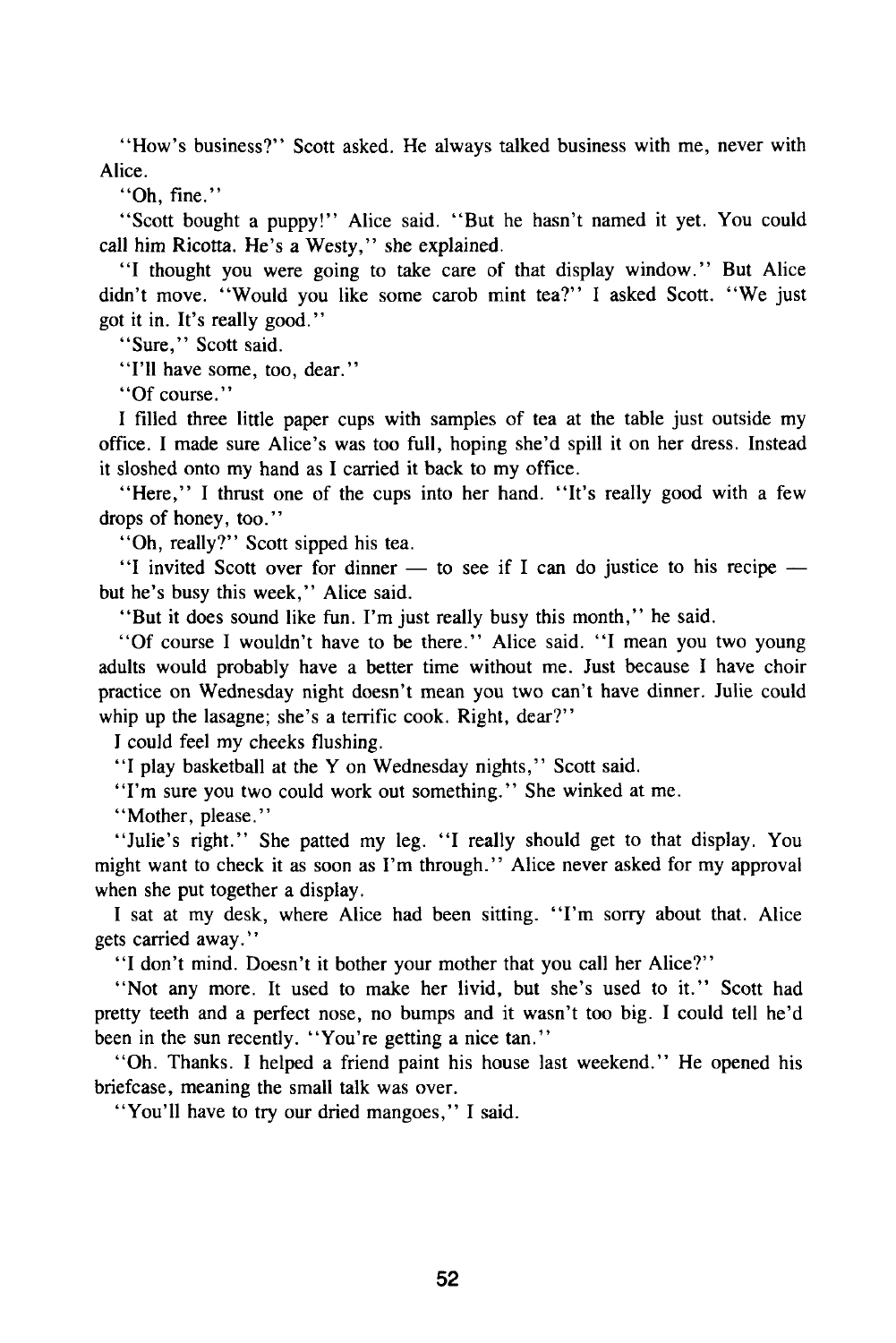"How's business?" Scott asked. He always talked business with me, never with Alice.

"Oh, fine."

"Scott bought a puppy!" Alice said. "But he hasn't named it yet. You could call him Ricotta. He's a Westy," she explained.

"I thought you were going to take care of that display window." But Alice didn't move. "Would you like some carob mint tea?" I asked Scott. "We just got it in. It's really good."

"Sure," Scott said.

"I'll have some, too, dear."

"Of course."

I filled three little paper cups with samples of tea at the table just outside my office. I made sure Alice's was too full, hoping she'd spill it on her dress. Instead it sloshed onto my hand as I carried it back to my office.

"Here," I thrust one of the cups into her hand. "It's really good with a few drops of honey, too."

"Oh, really?" Scott sipped his tea.

"I invited Scott over for dinner — to see if I can do justice to his recipe — but he's busy this week," Alice said.

"But it does sound like fun. I'm just really busy this month," he said.

"Of course I wouldn't have to be there." Alice said. "I mean you two young adults would probably have a better time without me. Just because I have choir practice on Wednesday night doesn't mean you two can't have dinner. Julie could whip up the lasagne; she's a terrific cook. Right, dear?"

I could feel my cheeks flushing.

"I play basketball at the Y on Wednesday nights," Scott said.

"I'm sure you two could work out something." She winked at me.

"Mother, please."

"Julie's right." She patted my leg. "I really should get to that display. You might want to check it as soon as I'm through." Alice never asked for my approval when she put together a display.

I sat at my desk, where Alice had been sitting. "I'm sorry about that. Alice gets carried away."

"I don't mind. Doesn't it bother your mother that you call her Alice?"

"Not any more. It used to make her livid, but she's used to it." Scott had pretty teeth and a perfect nose, no bumps and it wasn't too big. I could tell he'd been in the sun recently. "You're getting a nice tan."

"Oh. Thanks. I helped a friend paint his house last weekend." He opened his briefcase, meaning the small talk was over.

"You'll have to try our dried mangoes," I said.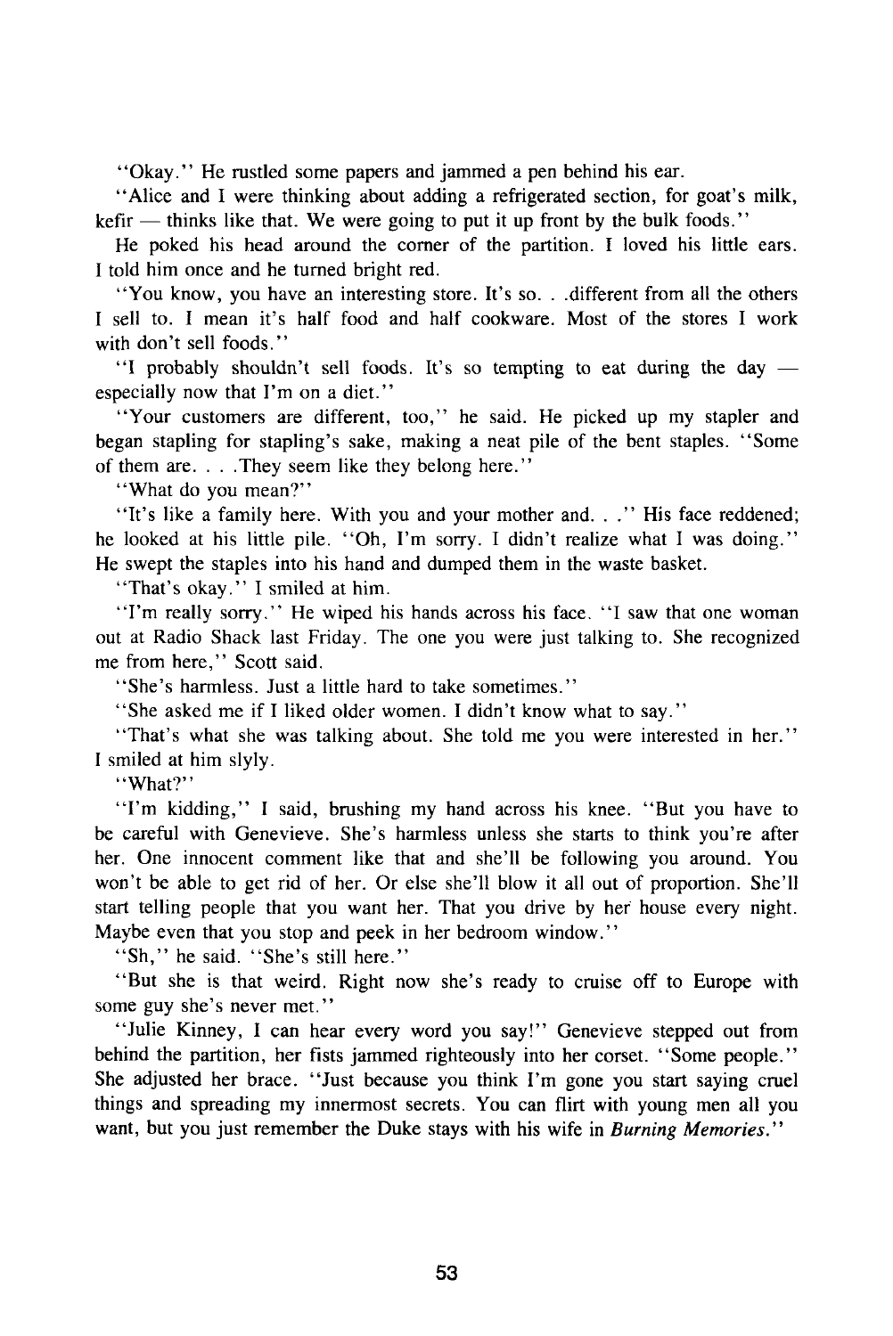"Okay." He rustled some papers and jammed a pen behind his ear.

"Alice and I were thinking about adding a refrigerated section, for goat's milk, kefir — thinks like that. We were going to put it up front by the bulk foods."

He poked his head around the corner of the partition. I loved his little ears. I told him once and he turned bright red.

"You know, you have an interesting store. It's so. . .different from all the others I sell to. I mean it's half food and half cookware. Most of the stores I work with don't sell foods."

"I probably shouldn't sell foods. It's so tempting to eat during the day — especially now that I'm on a diet."

"Your customers are different, too," he said. He picked up my stapler and began stapling for stapling's sake, making a neat pile of the bent staples. "Some of them are. . . .They seem like they belong here."

"What do you mean?"

"It's like a family here. With you and your mother and. . ." His face reddened; he looked at his little pile. "Oh, I'm sorry. I didn't realize what I was doing." He swept the staples into his hand and dumped them in the waste basket.

"That's okay." I smiled at him.

"I'm really sorry." He wiped his hands across his face. "I saw that one woman out at Radio Shack last Friday. The one you were just talking to. She recognized me from here," Scott said.

"She's harmless. Just a little hard to take sometimes."

"She asked me if I liked older women. I didn't know what to say."

"That's what she was talking about. She told me you were interested in her." I smiled at him slyly.

"What?"

"I'm kidding," I said, brushing my hand across his knee. "But you have to be careful with Genevieve. She's harmless unless she starts to think you're after her. One innocent comment like that and she'll be following you around. You won't be able to get rid of her. Or else she'll blow it all out of proportion. She'll start telling people that you want her. That you drive by her house every night. Maybe even that you stop and peek in her bedroom window."

"Sh," he said. "She's still here."

"But she is that weird. Right now she's ready to cruise off to Europe with some guy she's never met."

"Julie Kinney, I can hear every word you say!" Genevieve stepped out from behind the partition, her fists jammed righteously into her corset. "Some people." She adjusted her brace. "Just because you think I'm gone you start saying cruel things and spreading my innermost secrets. You can flirt with young men all you want, but you just remember the Duke stays with his wife in *Burning Memories*."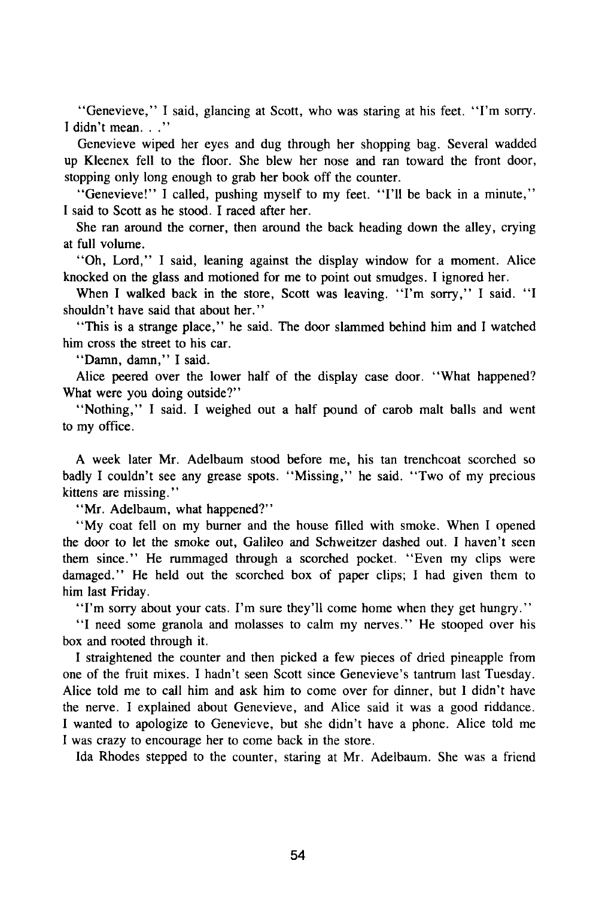"Genevieve," I said, glancing at Scott, who was staring at his feet. "I'm sorry. I didn't mean. . ."

Genevieve wiped her eyes and dug through her shopping bag. Several wadded up Kleenex fell to the floor. She blew her nose and ran toward the front door, stopping only long enough to grab her book off the counter.

"Genevieve!" I called, pushing myself to my feet. "I'll be back in a minute," I said to Scott as he stood. I raced after her.

She ran around the corner, then around the back heading down the alley, crying at full volume.

"Oh, Lord," I said, leaning against the display window for a moment. Alice knocked on the glass and motioned for me to point out smudges. I ignored her.

When I walked back in the store, Scott was leaving. "I'm sorry," I said. "I shouldn't have said that about her."

"This is a strange place," he said. The door slammed behind him and I watched him cross the street to his car.

"Damn, damn," I said.

Alice peered over the lower half of the display case door. "What happened? What were you doing outside?"

"Nothing," I said. I weighed out a half pound of carob malt balls and went to my office.

A week later Mr. Adelbaum stood before me, his tan trenchcoat scorched so badly I couldn't see any grease spots. "Missing," he said. "Two of my precious kittens are missing."

"Mr. Adelbaum, what happened?"

"My coat fell on my burner and the house filled with smoke. When I opened the door to let the smoke out, Galileo and Schweitzer dashed out. I haven't seen them since." He rummaged through a scorched pocket. "Even my clips were damaged." He held out the scorched box of paper clips; I had given them to him last Friday.

"I'm sorry about your cats. I'm sure they'll come home when they get hungry."

"I need some granola and molasses to calm my nerves." He stooped over his box and rooted through it.

I straightened the counter and then picked a few pieces of dried pineapple from one of the fruit mixes. I hadn't seen Scott since Genevieve's tantrum last Tuesday. Alice told me to call him and ask him to come over for dinner, but I didn't have the nerve. I explained about Genevieve, and Alice said it was a good riddance. I wanted to apologize to Genevieve, but she didn't have a phone. Alice told me I was crazy to encourage her to come back in the store.

Ida Rhodes stepped to the counter, staring at Mr. Adelbaum. She was a friend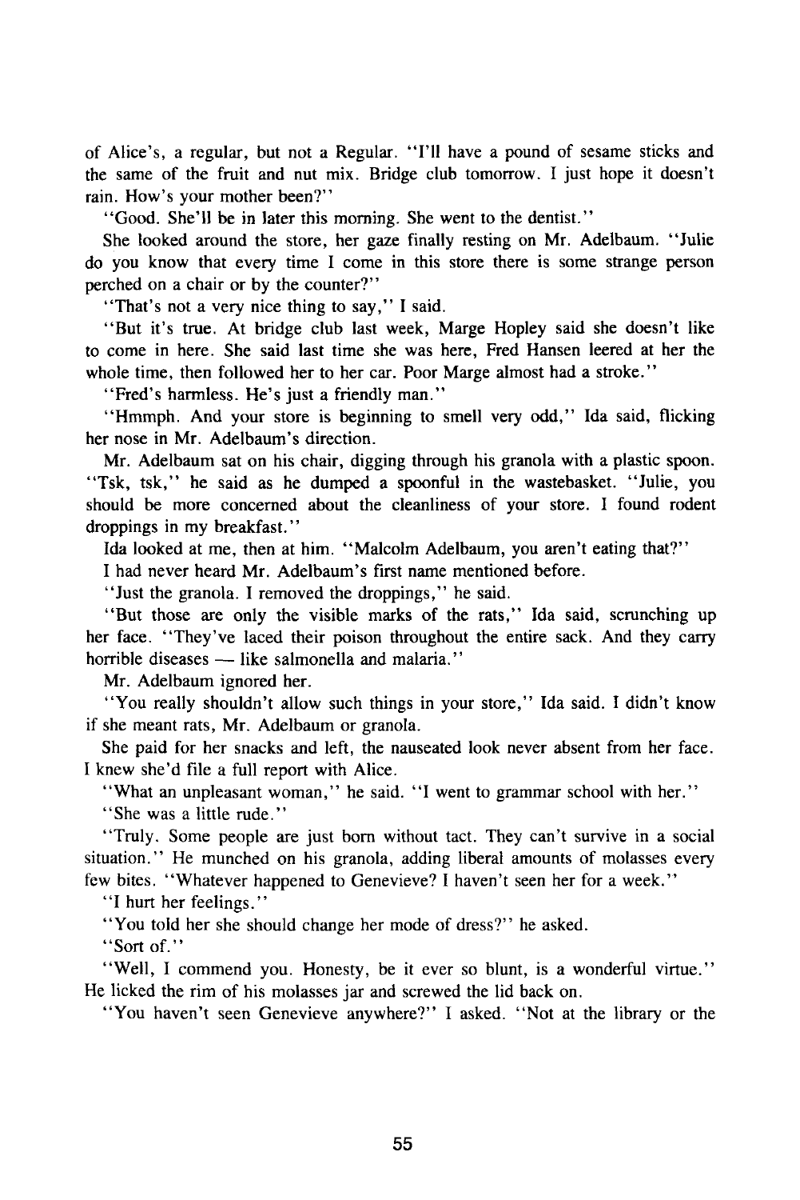of Alice's, a regular, but not a Regular. "I'll have a pound of sesame sticks and the same of the fruit and nut mix. Bridge club tomorrow. I just hope it doesn't rain. How's your mother been?"

"Good. She'll be in later this morning. She went to the dentist."

She looked around the store, her gaze finally resting on Mr. Adelbaum. "Julie do you know that every time I come in this store there is some strange person perched on a chair or by the counter?"

"That's not a very nice thing to say," I said.

"But it's true. At bridge club last week, Marge Hopley said she doesn't like to come in here. She said last time she was here, Fred Hansen leered at her the whole time, then followed her to her car. Poor Marge almost had a stroke."

"Fred's harmless. He's just a friendly man."

"Hmmph. And your store is beginning to smell very odd," Ida said, flicking her nose in Mr. Adelbaum's direction.

Mr. Adelbaum sat on his chair, digging through his granola with a plastic spoon. "Tsk, tsk," he said as he dumped a spoonful in the wastebasket. "Julie, you should be more concerned about the cleanliness of your store. I found rodent droppings in my breakfast."

Ida looked at me, then at him. "Malcolm Adelbaum, you aren't eating that?"

I had never heard Mr. Adelbaum's first name mentioned before.

"Just the granola. I removed the droppings," he said.

"But those are only the visible marks of the rats," Ida said, scrunching up her face. "They've laced their poison throughout the entire sack. And they carry horrible diseases — like salmonella and malaria."

Mr. Adelbaum ignored her.

"You really shouldn't allow such things in your store," Ida said. I didn't know if she meant rats, Mr. Adelbaum or granola.

She paid for her snacks and left, the nauseated look never absent from her face. I knew she'd file a full report with Alice.

"What an unpleasant woman," he said. "I went to grammar school with her."

"She was a little rude."

"Truly. Some people are just born without tact. They can't survive in a social situation." He munched on his granola, adding liberal amounts of molasses every few bites. "Whatever happened to Genevieve? I haven't seen her for a week."

"I hurt her feelings."

"You told her she should change her mode of dress?" he asked.

"Sort of."

"Well, I commend you. Honesty, be it ever so blunt, is a wonderful virtue." He licked the rim of his molasses jar and screwed the lid back on.

"You haven't seen Genevieve anywhere?" I asked. "Not at the library or the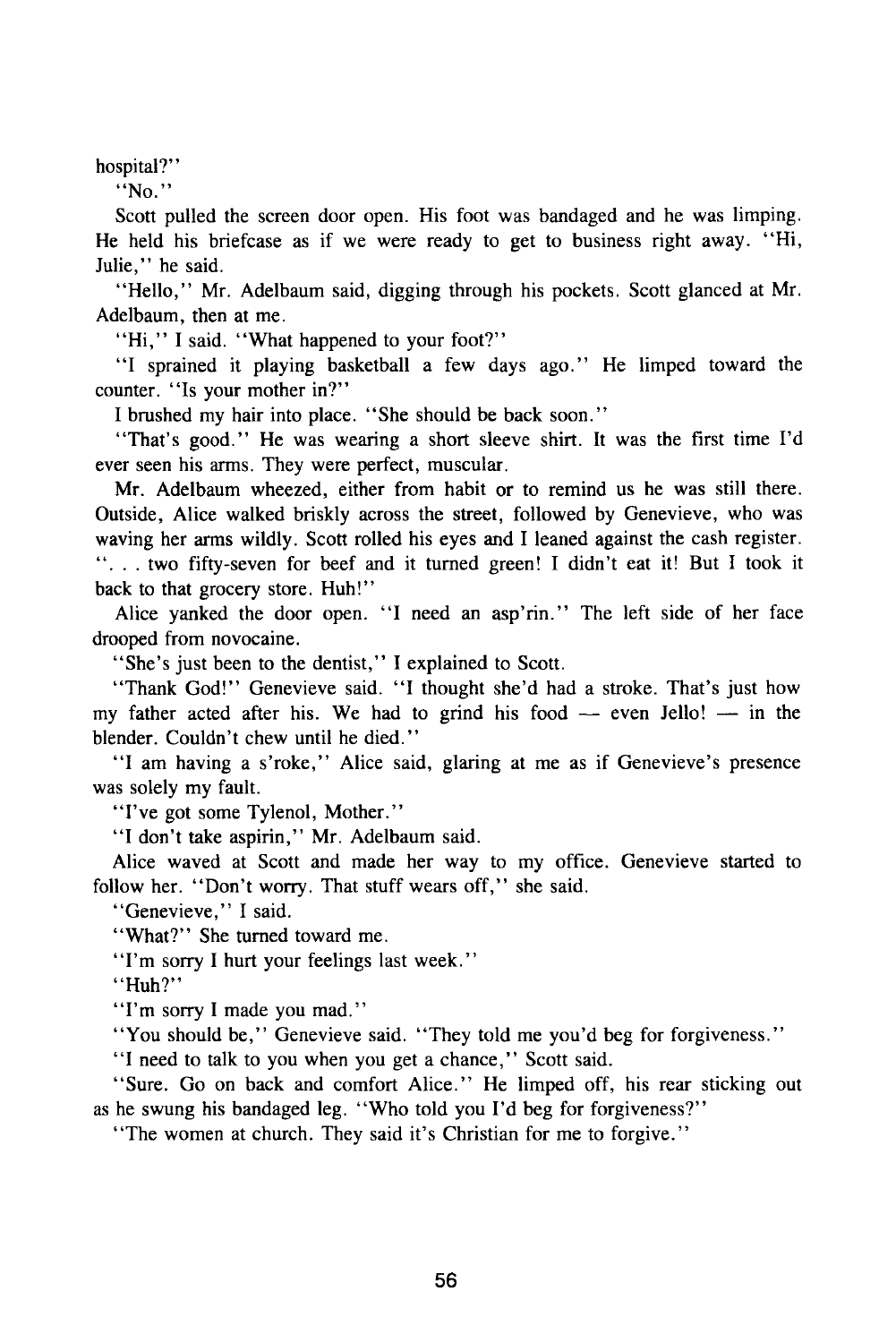hospital?"

"No."

Scott pulled the screen door open. His foot was bandaged and he was limping. He held his briefcase as if we were ready to get to business right away. "Hi, Julie," he said.

"Hello," Mr. Adelbaum said, digging through his pockets. Scott glanced at Mr. Adelbaum, then at me.

"Hi," I said. "What happened to your foot?"

"I sprained it playing basketball a few days ago." He limped toward the counter. "Is your mother in?"

I brushed my hair into place. "She should be back soon."

"That's good." He was wearing a short sleeve shirt. It was the first time I'd ever seen his arms. They were perfect, muscular.

Mr. Adelbaum wheezed, either from habit or to remind us he was still there. Outside, Alice walked briskly across the street, followed by Genevieve, who was waving her arms wildly. Scott rolled his eyes and I leaned against the cash register. ". . . two fifty-seven for beef and it turned green! I didn't eat it! But I took it back to that grocery store. Huh!"

Alice yanked the door open. "I need an asp'rin." The left side of her face drooped from novocaine.

"She's just been to the dentist," I explained to Scott.

"Thank God!" Genevieve said. "I thought she'd had a stroke. That's just how my father acted after his. We had to grind his food — even Jello! — in the blender. Couldn't chew until he died."

"I am having a s'roke," Alice said, glaring at me as if Genevieve's presence was solely my fault.

"I've got some Tylenol, Mother."

"I don't take aspirin," Mr. Adelbaum said.

Alice waved at Scott and made her way to my office. Genevieve started to follow her. "Don't worry. That stuff wears off," she said.

"Genevieve," I said.

"What?" She turned toward me.

"I'm sorry I hurt your feelings last week."

"Huh?"

"I'm sorry I made you mad."

"You should be," Genevieve said. "They told me you'd beg for forgiveness."

"I need to talk to you when you get a chance," Scott said.

"Sure. Go on back and comfort Alice." He limped off, his rear sticking out as he swung his bandaged leg. "Who told you I'd beg for forgiveness?"

"The women at church. They said it's Christian for me to forgive."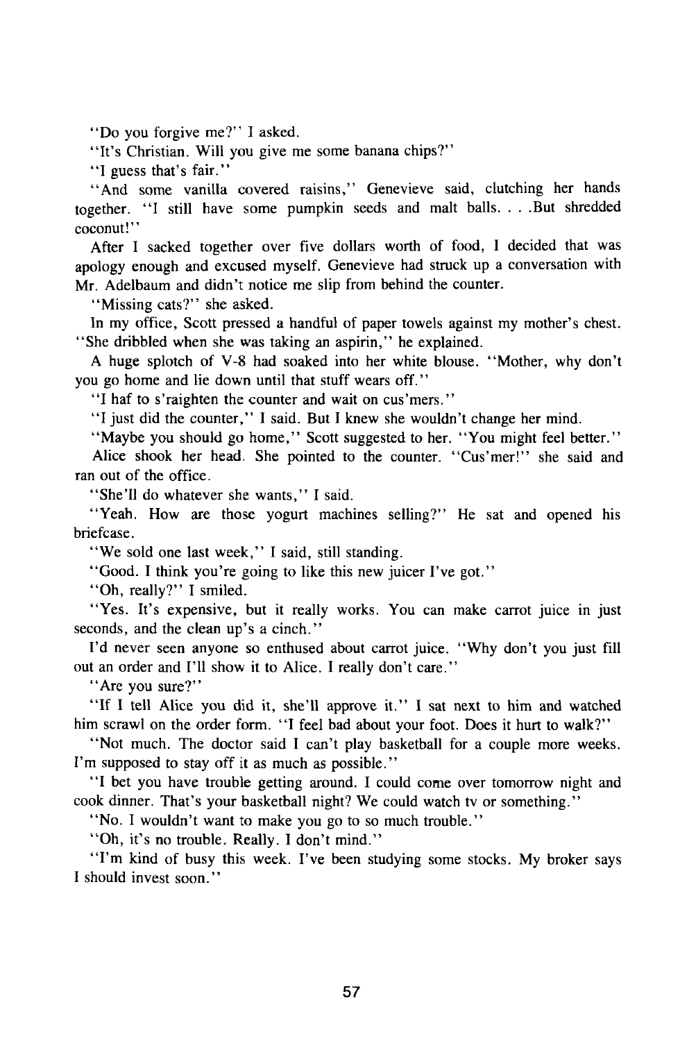"Do you forgive me?" I asked.

"It's Christian. Will you give me some banana chips?"

"I guess that's fair."

"And some vanilla covered raisins," Genevieve said, clutching her hands together. "I still have some pumpkin seeds and malt balls. . . .But shredded coconut!"

After I sacked together over five dollars worth of food, I decided that was apology enough and excused myself. Genevieve had struck up a conversation with Mr. Adelbaum and didn't notice me slip from behind the counter.

"Missing cats?" she asked.

In my office, Scott pressed a handful of paper towels against my mother's chest. "She dribbled when she was taking an aspirin," he explained.

A huge splotch of V-8 had soaked into her white blouse. "Mother, why don't you go home and lie down until that stuff wears off."

"I haf to s'raighten the counter and wait on cus'mers."

"I just did the counter," I said. But I knew she wouldn't change her mind.

"Maybe you should go home," Scott suggested to her. "You might feel better."

Alice shook her head. She pointed to the counter. "Cus'mer!" she said and ran out of the office.

"She'll do whatever she wants," I said.

"Yeah. How are those yogurt machines selling?" He sat and opened his briefcase.

"We sold one last week," I said, still standing.

"Good. I think you're going to like this new juicer I've got."

"Oh, really?" I smiled.

"Yes. It's expensive, but it really works. You can make carrot juice in just seconds, and the clean up's a cinch."

I'd never seen anyone so enthused about carrot juice. "Why don't you just fill out an order and I'll show it to Alice. I really don't care."

"Are you sure?"

"If I tell Alice you did it, she'll approve it." I sat next to him and watched him scrawl on the order form. "I feel bad about your foot. Does it hurt to walk?"

"Not much. The doctor said I can't play basketball for a couple more weeks. I'm supposed to stay off it as much as possible."

"I bet you have trouble getting around. I could come over tomorrow night and cook dinner. That's your basketball night? We could watch tv or something."

"No. I wouldn't want to make you go to so much trouble."

"Oh, it's no trouble. Really. I don't mind."

"I'm kind of busy this week. I've been studying some stocks. My broker says I should invest soon."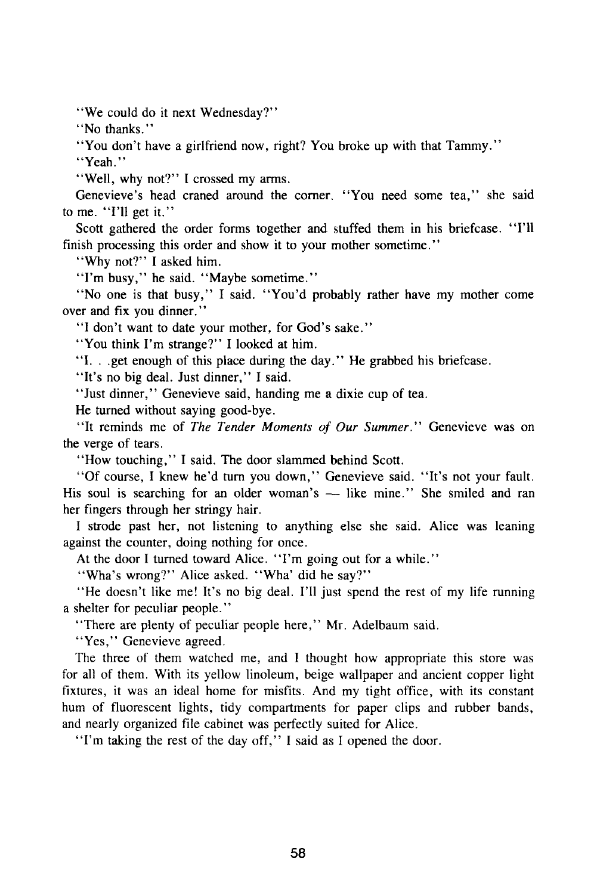"We could do it next Wednesday?"

"No thanks."

"You don't have a girlfriend now, right? You broke up with that Tammy."

"Yeah."

"Well, why not?" I crossed my arms.

Genevieve's head craned around the corner. "You need some tea," she said to me. "I'll get it."

Scott gathered the order forms together and stuffed them in his briefcase. "I'll finish processing this order and show it to your mother sometime."

"Why not?" I asked him.

"I'm busy," he said. "Maybe sometime."

"No one is that busy," I said. "You'd probably rather have my mother come over and fix you dinner."

"I don't want to date your mother, for God's sake."

"You think I'm strange?" I looked at him.

"I. . .get enough of this place during the day." He grabbed his briefcase.

"It's no big deal. Just dinner," I said.

"Just dinner," Genevieve said, handing me a dixie cup of tea.

He turned without saying good-bye.

"It reminds me of *The Tender Moments of Our Summer*." Genevieve was on the verge of tears.

"How touching," I said. The door slammed behind Scott.

"Of course, I knew he'd turn you down," Genevieve said. "It's not your fault. His soul is searching for an older woman's — like mine." She smiled and ran her fingers through her stringy hair.

I strode past her, not listening to anything else she said. Alice was leaning against the counter, doing nothing for once.

At the door I turned toward Alice. "I'm going out for a while."

"Wha's wrong?" Alice asked. "Wha' did he say?"

"He doesn't like me! It's no big deal. I'll just spend the rest of my life running a shelter for peculiar people."

"There are plenty of peculiar people here," Mr. Adelbaum said.

"Yes," Genevieve agreed.

The three of them watched me, and I thought how appropriate this store was for all of them. With its yellow linoleum, beige wallpaper and ancient copper light fixtures, it was an ideal home for misfits. And my tight office, with its constant hum of fluorescent lights, tidy compartments for paper clips and rubber bands, and nearly organized file cabinet was perfectly suited for Alice.

"I'm taking the rest of the day off," I said as I opened the door.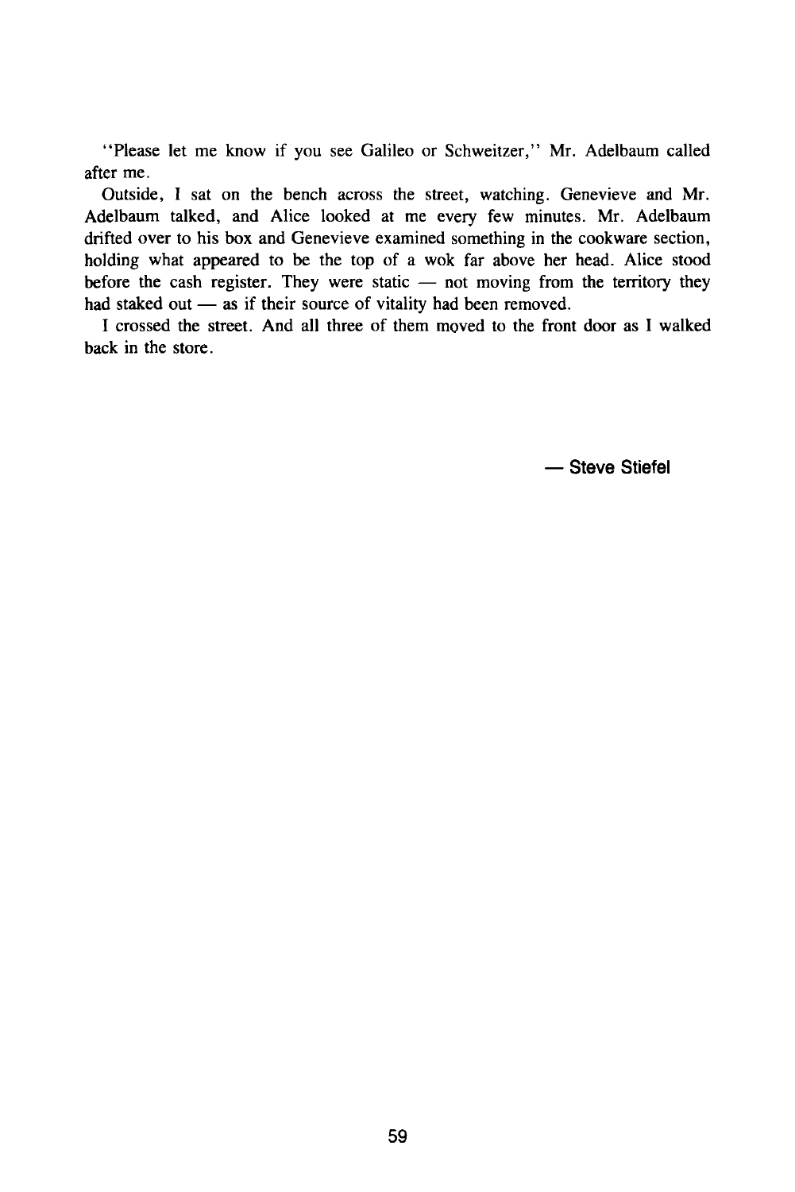"Please let me know if you see Galileo or Schweitzer," Mr. Adelbaum called after me.

Outside, I sat on the bench across the street, watching. Genevieve and Mr. Adelbaum talked, and Alice looked at me every few minutes. Mr. Adelbaum drifted over to his box and Genevieve examined something in the cookware section, holding what appeared to be the top of a wok far above her head. Alice stood before the cash register. They were static — not moving from the territory they had staked out — as if their source of vitality had been removed.

I crossed the street. And all three of them moved to the front door as I walked back in the store.

— **Steve Stiefel**